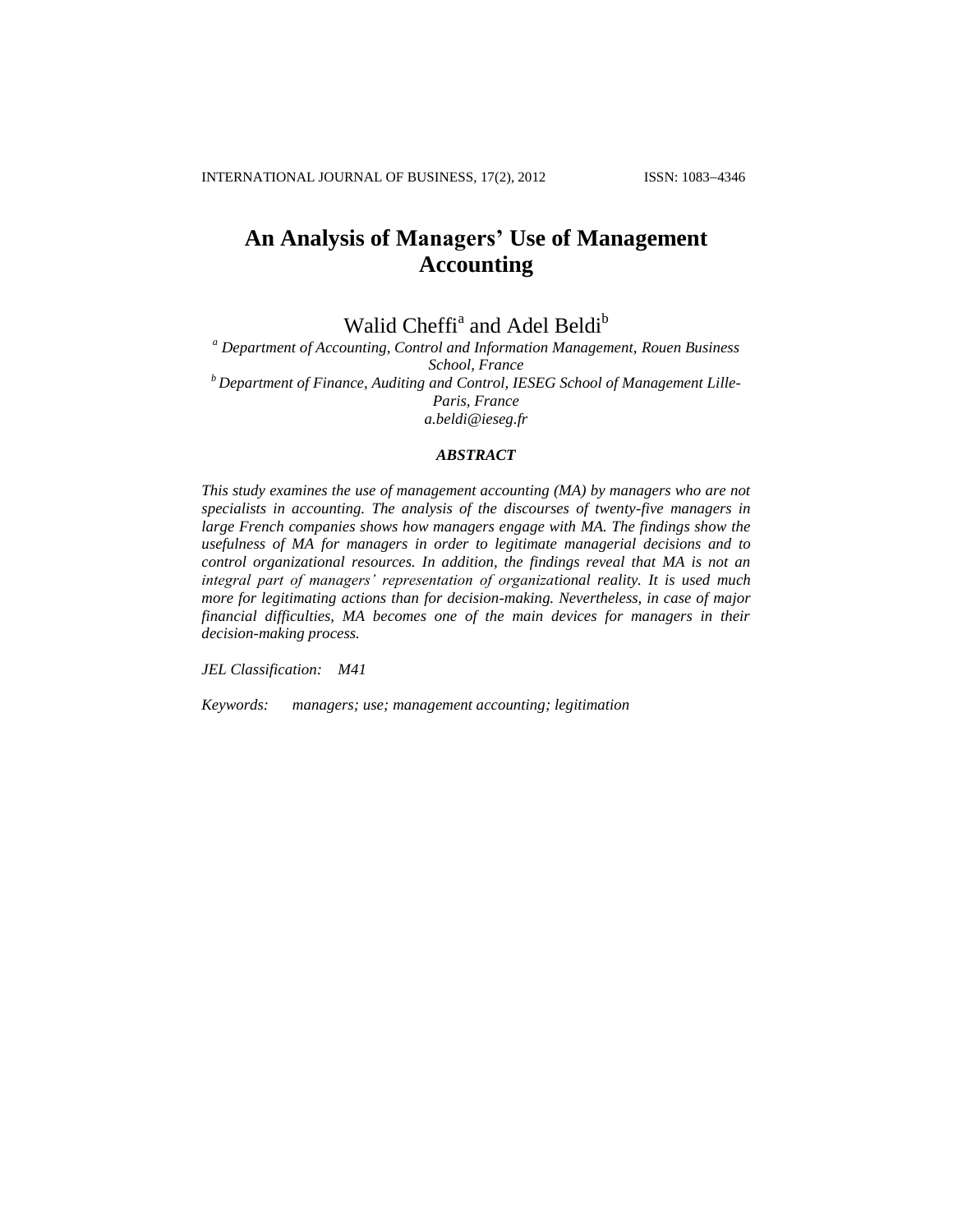# An Analysis of Managers' Use of Management Accounting

Walid Cheffi[a] and Adel Beldi[b]

[a] *Department of Accounting, Control and Information Management, Rouen Business School, France*

[b] *Department of Finance, Auditing and Control, IESEG School of Management Lille-Paris, France*

*a.beldi@ieseg.fr*

## ABSTRACT

*This study examines the use of management accounting (MA) by managers who are not specialists in accounting. The analysis of the discourses of twenty-five managers in large French companies shows how managers engage with MA. The findings show the usefulness of MA for managers in order to legitimate managerial decisions and to control organizational resources. In addition, the findings reveal that MA is not an integral part of managers' representation of organizational reality. It is used much more for legitimating actions than for decision-making. Nevertheless, in case of major financial difficulties, MA becomes one of the main devices for managers in their decision-making process.*

*JEL Classification:* *M41*

*Keywords:* *managers; use; management accounting; legitimation*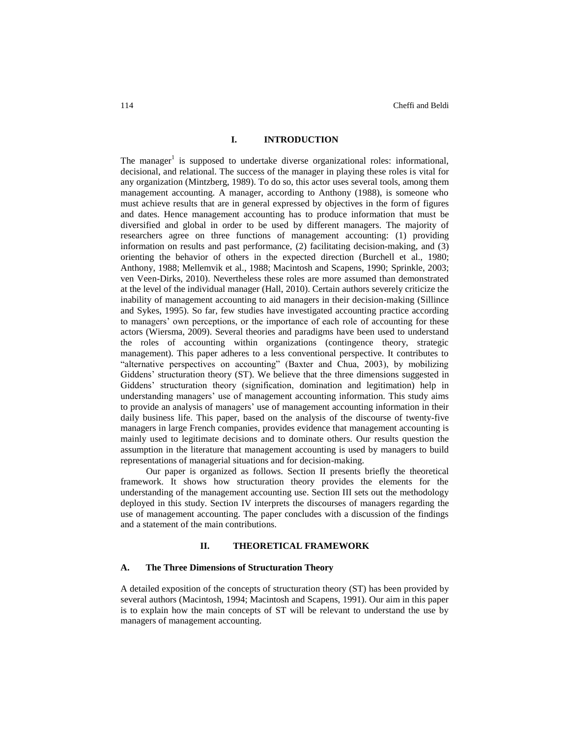## I. INTRODUCTION

The manager[1] is supposed to undertake diverse organizational roles: informational, decisional, and relational. The success of the manager in playing these roles is vital for any organization (Mintzberg, 1989). To do so, this actor uses several tools, among them management accounting. A manager, according to Anthony (1988), is someone who must achieve results that are in general expressed by objectives in the form of figures and dates. Hence management accounting has to produce information that must be diversified and global in order to be used by different managers. The majority of researchers agree on three functions of management accounting: (1) providing information on results and past performance, (2) facilitating decision-making, and (3) orienting the behavior of others in the expected direction (Burchell et al., 1980; Anthony, 1988; Mellemvik et al., 1988; Macintosh and Scapens, 1990; Sprinkle, 2003; ven Veen-Dirks, 2010). Nevertheless these roles are more assumed than demonstrated at the level of the individual manager (Hall, 2010). Certain authors severely criticize the inability of management accounting to aid managers in their decision-making (Sillince and Sykes, 1995). So far, few studies have investigated accounting practice according to managers' own perceptions, or the importance of each role of accounting for these actors (Wiersma, 2009). Several theories and paradigms have been used to understand the roles of accounting within organizations (contingence theory, strategic management). This paper adheres to a less conventional perspective. It contributes to "alternative perspectives on accounting" (Baxter and Chua, 2003), by mobilizing Giddens' structuration theory (ST). We believe that the three dimensions suggested in Giddens' structuration theory (signification, domination and legitimation) help in understanding managers' use of management accounting information. This study aims to provide an analysis of managers' use of management accounting information in their daily business life. This paper, based on the analysis of the discourse of twenty-five managers in large French companies, provides evidence that management accounting is mainly used to legitimate decisions and to dominate others. Our results question the assumption in the literature that management accounting is used by managers to build representations of managerial situations and for decision-making.

Our paper is organized as follows. Section II presents briefly the theoretical framework. It shows how structuration theory provides the elements for the understanding of the management accounting use. Section III sets out the methodology deployed in this study. Section IV interprets the discourses of managers regarding the use of management accounting. The paper concludes with a discussion of the findings and a statement of the main contributions.

## II. THEORETICAL FRAMEWORK

### A. The Three Dimensions of Structuration Theory

A detailed exposition of the concepts of structuration theory (ST) has been provided by several authors (Macintosh, 1994; Macintosh and Scapens, 1991). Our aim in this paper is to explain how the main concepts of ST will be relevant to understand the use by managers of management accounting.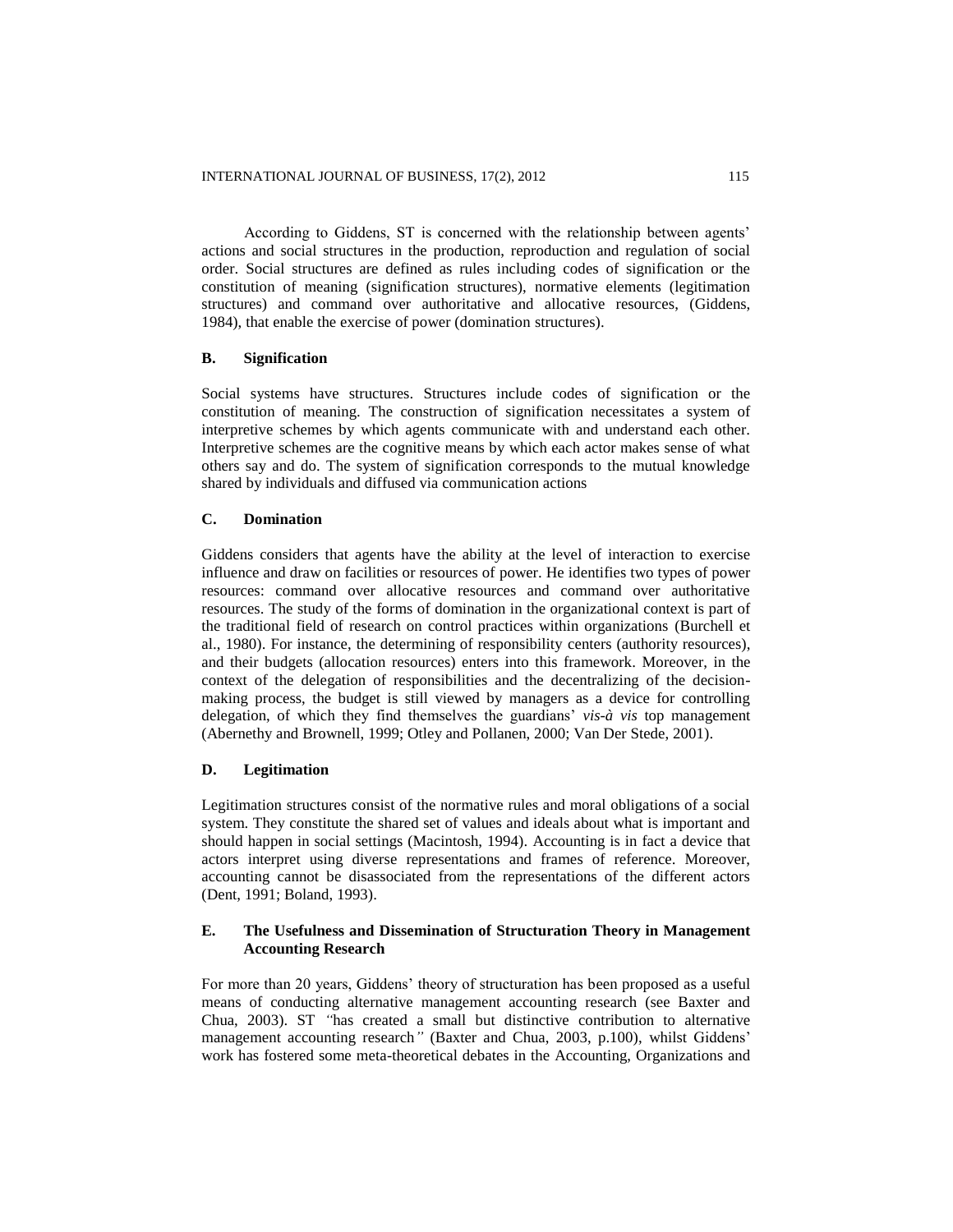According to Giddens, ST is concerned with the relationship between agents' actions and social structures in the production, reproduction and regulation of social order. Social structures are defined as rules including codes of signification or the constitution of meaning (signification structures), normative elements (legitimation structures) and command over authoritative and allocative resources, (Giddens, 1984), that enable the exercise of power (domination structures).

### B. Signification

Social systems have structures. Structures include codes of signification or the constitution of meaning. The construction of signification necessitates a system of interpretive schemes by which agents communicate with and understand each other. Interpretive schemes are the cognitive means by which each actor makes sense of what others say and do. The system of signification corresponds to the mutual knowledge shared by individuals and diffused via communication actions

### C. Domination

Giddens considers that agents have the ability at the level of interaction to exercise influence and draw on facilities or resources of power. He identifies two types of power resources: command over allocative resources and command over authoritative resources. The study of the forms of domination in the organizational context is part of the traditional field of research on control practices within organizations (Burchell et al., 1980). For instance, the determining of responsibility centers (authority resources), and their budgets (allocation resources) enters into this framework. Moreover, in the context of the delegation of responsibilities and the decentralizing of the decision-making process, the budget is still viewed by managers as a device for controlling delegation, of which they find themselves the guardians' *vis-à vis* top management (Abernethy and Brownell, 1999; Otley and Pollanen, 2000; Van Der Stede, 2001).

### D. Legitimation

Legitimation structures consist of the normative rules and moral obligations of a social system. They constitute the shared set of values and ideals about what is important and should happen in social settings (Macintosh, 1994). Accounting is in fact a device that actors interpret using diverse representations and frames of reference. Moreover, accounting cannot be disassociated from the representations of the different actors (Dent, 1991; Boland, 1993).

### E. The Usefulness and Dissemination of Structuration Theory in Management Accounting Research

For more than 20 years, Giddens' theory of structuration has been proposed as a useful means of conducting alternative management accounting research (see Baxter and Chua, 2003). ST *"*has created a small but distinctive contribution to alternative management accounting research*"* (Baxter and Chua, 2003, p.100), whilst Giddens' work has fostered some meta-theoretical debates in the Accounting, Organizations and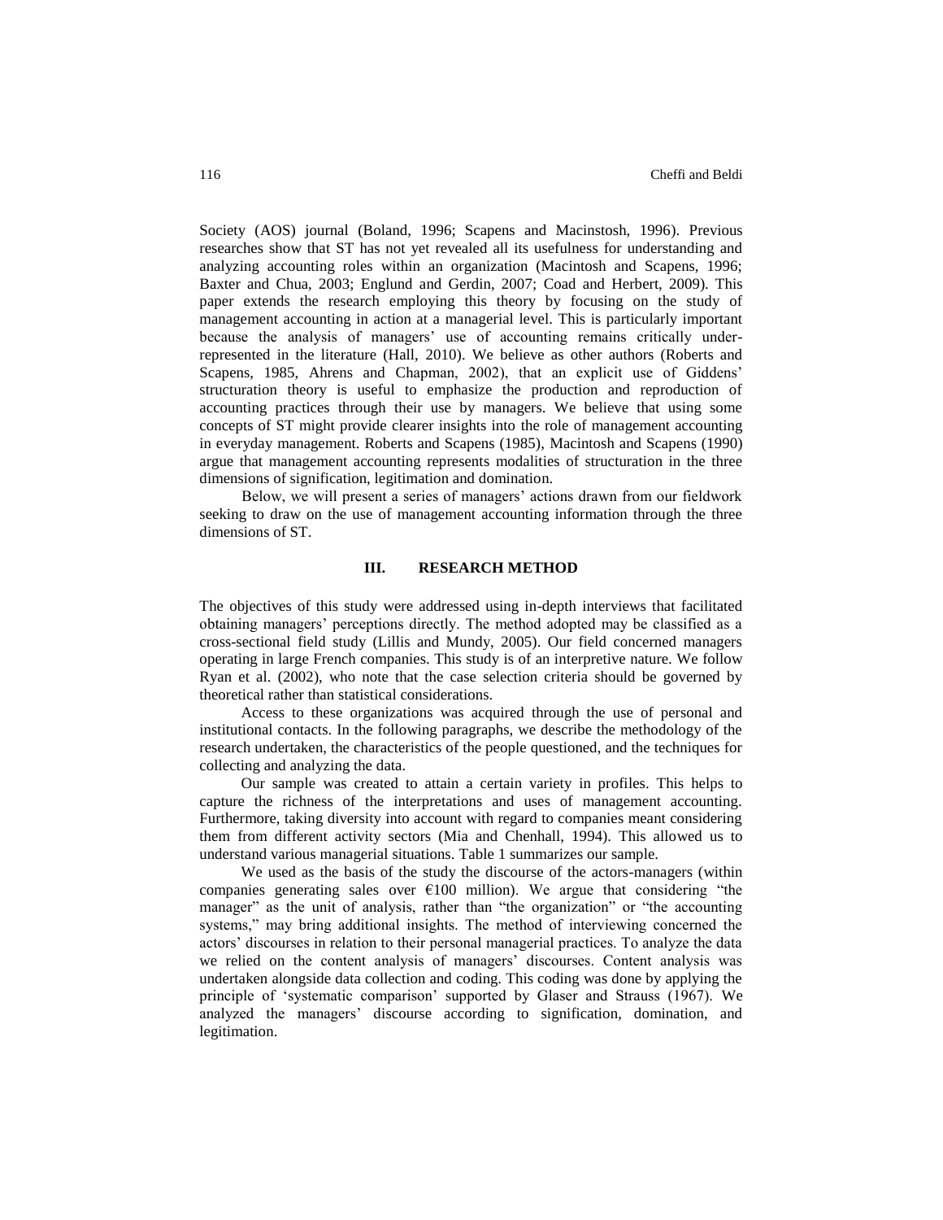Society (AOS) journal (Boland, 1996; Scapens and Macinstosh, 1996). Previous researches show that ST has not yet revealed all its usefulness for understanding and analyzing accounting roles within an organization (Macintosh and Scapens, 1996; Baxter and Chua, 2003; Englund and Gerdin, 2007; Coad and Herbert, 2009). This paper extends the research employing this theory by focusing on the study of management accounting in action at a managerial level. This is particularly important because the analysis of managers' use of accounting remains critically under-represented in the literature (Hall, 2010). We believe as other authors (Roberts and Scapens, 1985, Ahrens and Chapman, 2002), that an explicit use of Giddens' structuration theory is useful to emphasize the production and reproduction of accounting practices through their use by managers. We believe that using some concepts of ST might provide clearer insights into the role of management accounting in everyday management. Roberts and Scapens (1985), Macintosh and Scapens (1990) argue that management accounting represents modalities of structuration in the three dimensions of signification, legitimation and domination.

Below, we will present a series of managers' actions drawn from our fieldwork seeking to draw on the use of management accounting information through the three dimensions of ST.

## III. RESEARCH METHOD

The objectives of this study were addressed using in-depth interviews that facilitated obtaining managers' perceptions directly. The method adopted may be classified as a cross-sectional field study (Lillis and Mundy, 2005). Our field concerned managers operating in large French companies. This study is of an interpretive nature. We follow Ryan et al. (2002), who note that the case selection criteria should be governed by theoretical rather than statistical considerations.

Access to these organizations was acquired through the use of personal and institutional contacts. In the following paragraphs, we describe the methodology of the research undertaken, the characteristics of the people questioned, and the techniques for collecting and analyzing the data.

Our sample was created to attain a certain variety in profiles. This helps to capture the richness of the interpretations and uses of management accounting. Furthermore, taking diversity into account with regard to companies meant considering them from different activity sectors (Mia and Chenhall, 1994). This allowed us to understand various managerial situations. Table 1 summarizes our sample.

We used as the basis of the study the discourse of the actors-managers (within companies generating sales over €100 million). We argue that considering "the manager" as the unit of analysis, rather than "the organization" or "the accounting systems," may bring additional insights. The method of interviewing concerned the actors' discourses in relation to their personal managerial practices. To analyze the data we relied on the content analysis of managers' discourses. Content analysis was undertaken alongside data collection and coding. This coding was done by applying the principle of 'systematic comparison' supported by Glaser and Strauss (1967). We analyzed the managers' discourse according to signification, domination, and legitimation.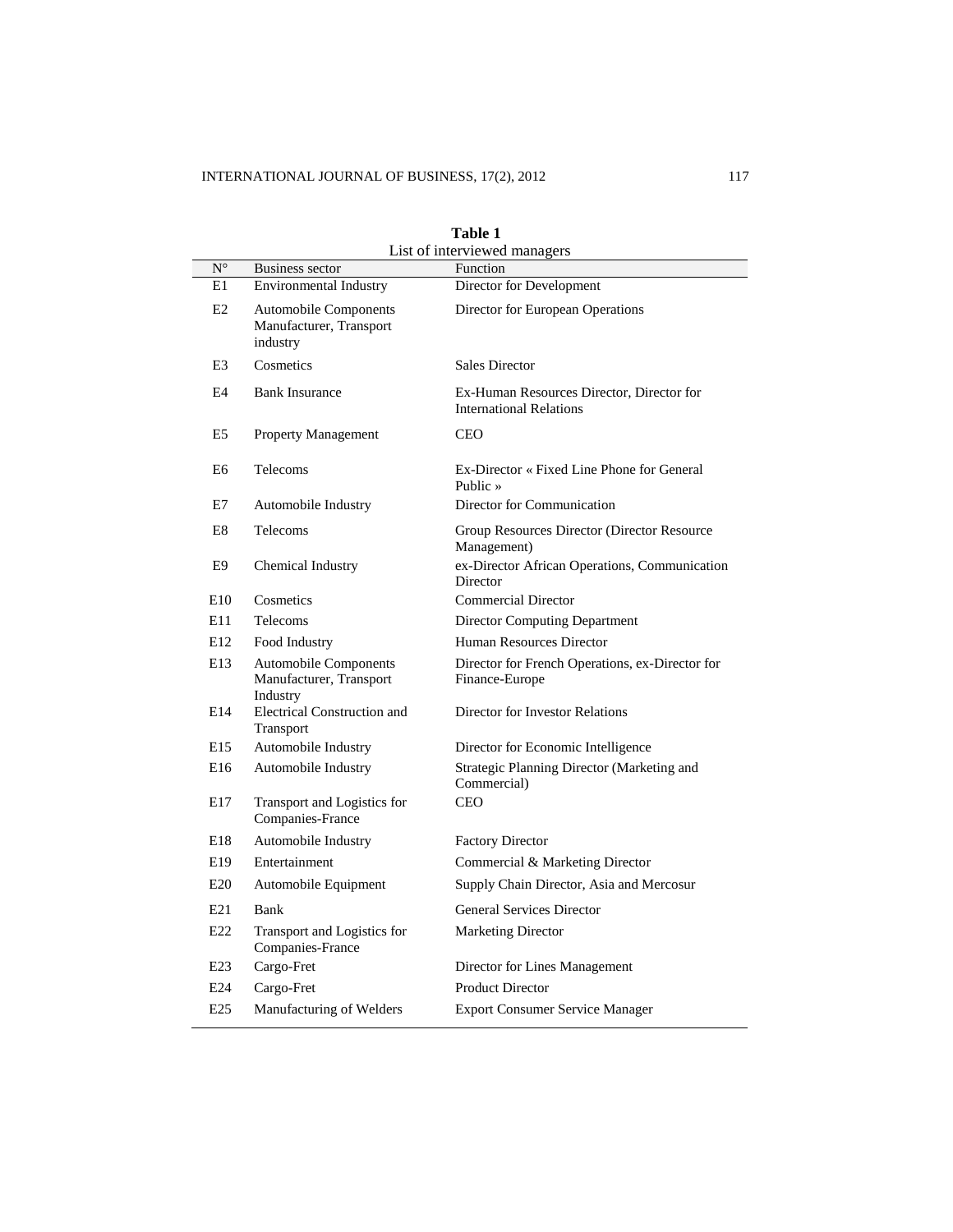**Table 1**
List of interviewed managers

| N° | Business sector | Function |
|---|---|---|
| E1 | Environmental Industry | Director for Development |
| E2 | Automobile Components Manufacturer, Transport industry | Director for European Operations |
| E3 | Cosmetics | Sales Director |
| E4 | Bank Insurance | Ex-Human Resources Director, Director for International Relations |
| E5 | Property Management | CEO |
| E6 | Telecoms | Ex-Director « Fixed Line Phone for General Public » |
| E7 | Automobile Industry | Director for Communication |
| E8 | Telecoms | Group Resources Director (Director Resource Management) |
| E9 | Chemical Industry | ex-Director African Operations, Communication Director |
| E10 | Cosmetics | Commercial Director |
| E11 | Telecoms | Director Computing Department |
| E12 | Food Industry | Human Resources Director |
| E13 | Automobile Components Manufacturer, Transport Industry | Director for French Operations, ex-Director for Finance-Europe |
| E14 | Electrical Construction and Transport | Director for Investor Relations |
| E15 | Automobile Industry | Director for Economic Intelligence |
| E16 | Automobile Industry | Strategic Planning Director (Marketing and Commercial) |
| E17 | Transport and Logistics for Companies-France | CEO |
| E18 | Automobile Industry | Factory Director |
| E19 | Entertainment | Commercial & Marketing Director |
| E20 | Automobile Equipment | Supply Chain Director, Asia and Mercosur |
| E21 | Bank | General Services Director |
| E22 | Transport and Logistics for Companies-France | Marketing Director |
| E23 | Cargo-Fret | Director for Lines Management |
| E24 | Cargo-Fret | Product Director |
| E25 | Manufacturing of Welders | Export Consumer Service Manager |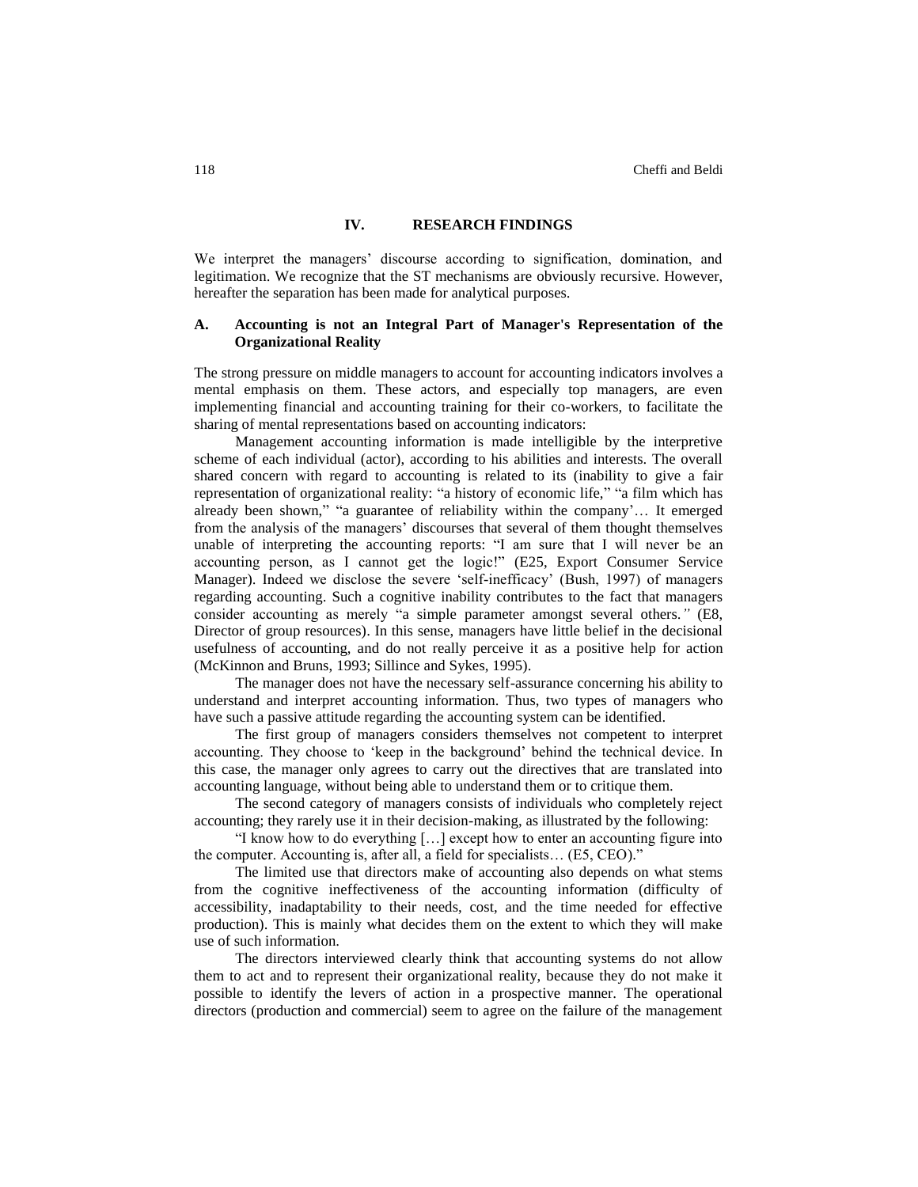## IV. RESEARCH FINDINGS

We interpret the managers' discourse according to signification, domination, and legitimation. We recognize that the ST mechanisms are obviously recursive. However, hereafter the separation has been made for analytical purposes.

### A. Accounting is not an Integral Part of Manager's Representation of the Organizational Reality

The strong pressure on middle managers to account for accounting indicators involves a mental emphasis on them. These actors, and especially top managers, are even implementing financial and accounting training for their co-workers, to facilitate the sharing of mental representations based on accounting indicators:

Management accounting information is made intelligible by the interpretive scheme of each individual (actor), according to his abilities and interests. The overall shared concern with regard to accounting is related to its (inability to give a fair representation of organizational reality: "a history of economic life," "a film which has already been shown," "a guarantee of reliability within the company'… It emerged from the analysis of the managers' discourses that several of them thought themselves unable of interpreting the accounting reports: "I am sure that I will never be an accounting person, as I cannot get the logic!" (E25, Export Consumer Service Manager). Indeed we disclose the severe 'self-inefficacy' (Bush, 1997) of managers regarding accounting. Such a cognitive inability contributes to the fact that managers consider accounting as merely "a simple parameter amongst several others." (E8, Director of group resources). In this sense, managers have little belief in the decisional usefulness of accounting, and do not really perceive it as a positive help for action (McKinnon and Bruns, 1993; Sillince and Sykes, 1995).

The manager does not have the necessary self-assurance concerning his ability to understand and interpret accounting information. Thus, two types of managers who have such a passive attitude regarding the accounting system can be identified.

The first group of managers considers themselves not competent to interpret accounting. They choose to 'keep in the background' behind the technical device. In this case, the manager only agrees to carry out the directives that are translated into accounting language, without being able to understand them or to critique them.

The second category of managers consists of individuals who completely reject accounting; they rarely use it in their decision-making, as illustrated by the following:

"I know how to do everything […] except how to enter an accounting figure into the computer. Accounting is, after all, a field for specialists… (E5, CEO)."

The limited use that directors make of accounting also depends on what stems from the cognitive ineffectiveness of the accounting information (difficulty of accessibility, inadaptability to their needs, cost, and the time needed for effective production). This is mainly what decides them on the extent to which they will make use of such information.

The directors interviewed clearly think that accounting systems do not allow them to act and to represent their organizational reality, because they do not make it possible to identify the levers of action in a prospective manner. The operational directors (production and commercial) seem to agree on the failure of the management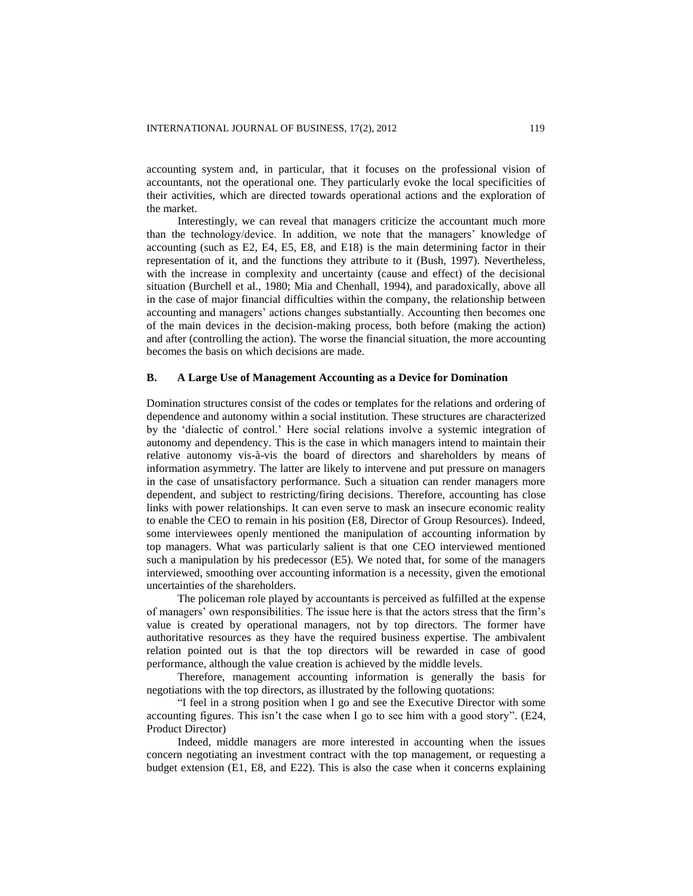accounting system and, in particular, that it focuses on the professional vision of accountants, not the operational one. They particularly evoke the local specificities of their activities, which are directed towards operational actions and the exploration of the market.

Interestingly, we can reveal that managers criticize the accountant much more than the technology/device. In addition, we note that the managers' knowledge of accounting (such as E2, E4, E5, E8, and E18) is the main determining factor in their representation of it, and the functions they attribute to it (Bush, 1997). Nevertheless, with the increase in complexity and uncertainty (cause and effect) of the decisional situation (Burchell et al., 1980; Mia and Chenhall, 1994), and paradoxically, above all in the case of major financial difficulties within the company, the relationship between accounting and managers' actions changes substantially. Accounting then becomes one of the main devices in the decision-making process, both before (making the action) and after (controlling the action). The worse the financial situation, the more accounting becomes the basis on which decisions are made.

### B. A Large Use of Management Accounting as a Device for Domination

Domination structures consist of the codes or templates for the relations and ordering of dependence and autonomy within a social institution. These structures are characterized by the 'dialectic of control.' Here social relations involve a systemic integration of autonomy and dependency. This is the case in which managers intend to maintain their relative autonomy vis-à-vis the board of directors and shareholders by means of information asymmetry. The latter are likely to intervene and put pressure on managers in the case of unsatisfactory performance. Such a situation can render managers more dependent, and subject to restricting/firing decisions. Therefore, accounting has close links with power relationships. It can even serve to mask an insecure economic reality to enable the CEO to remain in his position (E8, Director of Group Resources). Indeed, some interviewees openly mentioned the manipulation of accounting information by top managers. What was particularly salient is that one CEO interviewed mentioned such a manipulation by his predecessor (E5). We noted that, for some of the managers interviewed, smoothing over accounting information is a necessity, given the emotional uncertainties of the shareholders.

The policeman role played by accountants is perceived as fulfilled at the expense of managers' own responsibilities. The issue here is that the actors stress that the firm's value is created by operational managers, not by top directors. The former have authoritative resources as they have the required business expertise. The ambivalent relation pointed out is that the top directors will be rewarded in case of good performance, although the value creation is achieved by the middle levels.

Therefore, management accounting information is generally the basis for negotiations with the top directors, as illustrated by the following quotations:

"I feel in a strong position when I go and see the Executive Director with some accounting figures. This isn't the case when I go to see him with a good story". (E24, Product Director)

Indeed, middle managers are more interested in accounting when the issues concern negotiating an investment contract with the top management, or requesting a budget extension (E1, E8, and E22). This is also the case when it concerns explaining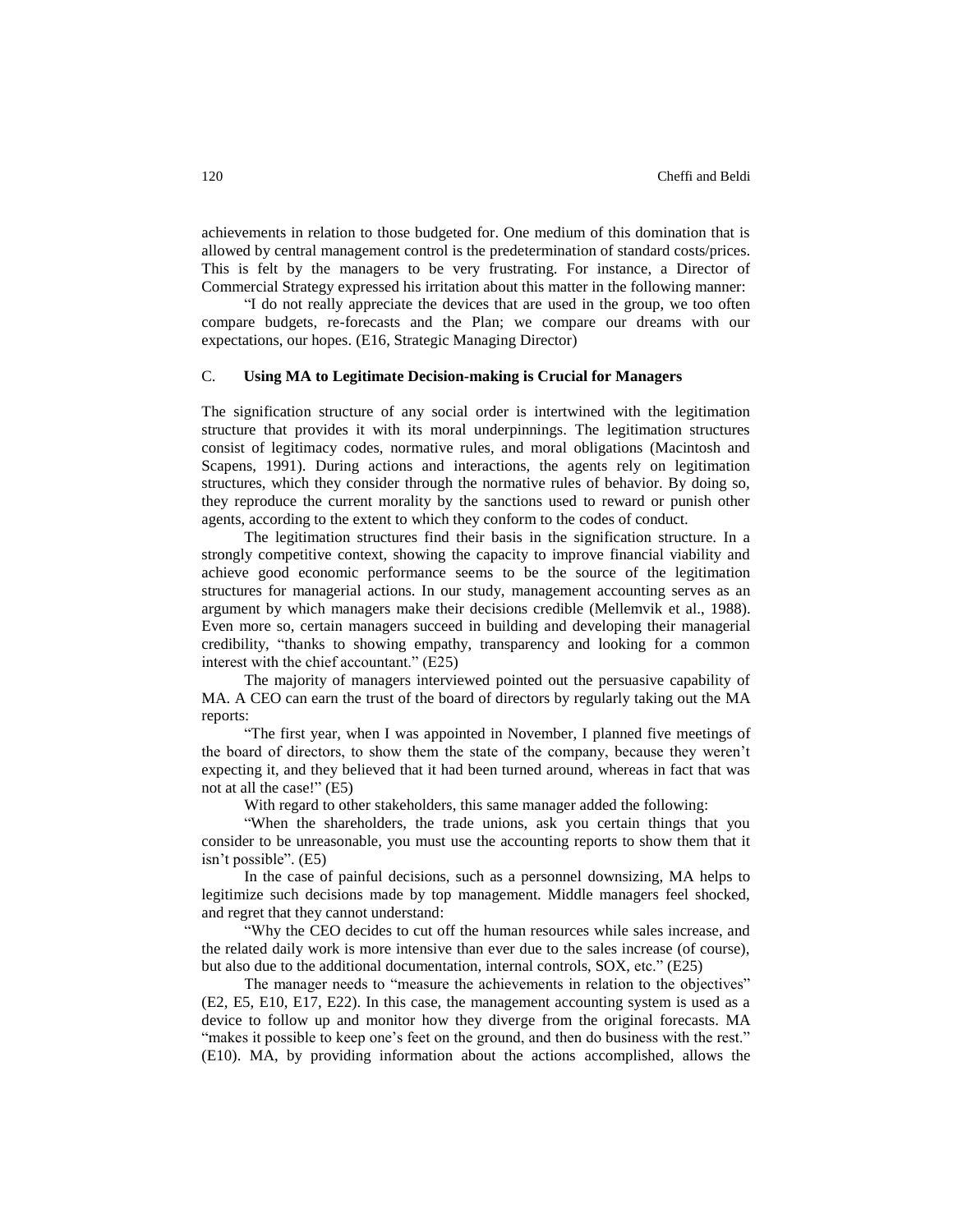achievements in relation to those budgeted for. One medium of this domination that is allowed by central management control is the predetermination of standard costs/prices. This is felt by the managers to be very frustrating. For instance, a Director of Commercial Strategy expressed his irritation about this matter in the following manner:

"I do not really appreciate the devices that are used in the group, we too often compare budgets, re-forecasts and the Plan; we compare our dreams with our expectations, our hopes. (E16, Strategic Managing Director)

### C. **Using MA to Legitimate Decision-making is Crucial for Managers**

The signification structure of any social order is intertwined with the legitimation structure that provides it with its moral underpinnings. The legitimation structures consist of legitimacy codes, normative rules, and moral obligations (Macintosh and Scapens, 1991). During actions and interactions, the agents rely on legitimation structures, which they consider through the normative rules of behavior. By doing so, they reproduce the current morality by the sanctions used to reward or punish other agents, according to the extent to which they conform to the codes of conduct.

The legitimation structures find their basis in the signification structure. In a strongly competitive context, showing the capacity to improve financial viability and achieve good economic performance seems to be the source of the legitimation structures for managerial actions. In our study, management accounting serves as an argument by which managers make their decisions credible (Mellemvik et al., 1988). Even more so, certain managers succeed in building and developing their managerial credibility, "thanks to showing empathy, transparency and looking for a common interest with the chief accountant." (E25)

The majority of managers interviewed pointed out the persuasive capability of MA. A CEO can earn the trust of the board of directors by regularly taking out the MA reports:

"The first year, when I was appointed in November, I planned five meetings of the board of directors, to show them the state of the company, because they weren't expecting it, and they believed that it had been turned around, whereas in fact that was not at all the case!" (E5)

With regard to other stakeholders, this same manager added the following:

"When the shareholders, the trade unions, ask you certain things that you consider to be unreasonable, you must use the accounting reports to show them that it isn't possible". (E5)

In the case of painful decisions, such as a personnel downsizing, MA helps to legitimize such decisions made by top management. Middle managers feel shocked, and regret that they cannot understand:

"Why the CEO decides to cut off the human resources while sales increase, and the related daily work is more intensive than ever due to the sales increase (of course), but also due to the additional documentation, internal controls, SOX, etc." (E25)

The manager needs to "measure the achievements in relation to the objectives" (E2, E5, E10, E17, E22). In this case, the management accounting system is used as a device to follow up and monitor how they diverge from the original forecasts. MA "makes it possible to keep one's feet on the ground, and then do business with the rest." (E10). MA, by providing information about the actions accomplished, allows the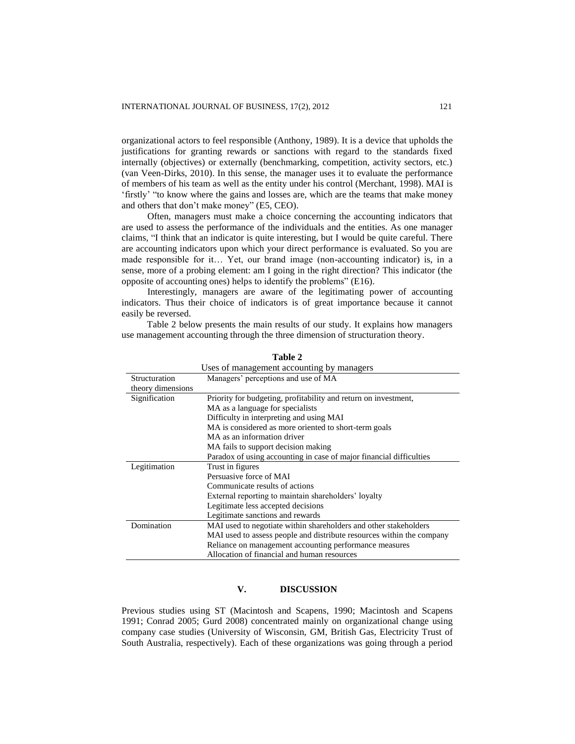organizational actors to feel responsible (Anthony, 1989). It is a device that upholds the justifications for granting rewards or sanctions with regard to the standards fixed internally (objectives) or externally (benchmarking, competition, activity sectors, etc.) (van Veen-Dirks, 2010). In this sense, the manager uses it to evaluate the performance of members of his team as well as the entity under his control (Merchant, 1998). MAI is 'firstly' "to know where the gains and losses are, which are the teams that make money and others that don't make money" (E5, CEO).

Often, managers must make a choice concerning the accounting indicators that are used to assess the performance of the individuals and the entities. As one manager claims, "I think that an indicator is quite interesting, but I would be quite careful. There are accounting indicators upon which your direct performance is evaluated. So you are made responsible for it… Yet, our brand image (non-accounting indicator) is, in a sense, more of a probing element: am I going in the right direction? This indicator (the opposite of accounting ones) helps to identify the problems" (E16).

Interestingly, managers are aware of the legitimating power of accounting indicators. Thus their choice of indicators is of great importance because it cannot easily be reversed.

Table 2 below presents the main results of our study. It explains how managers use management accounting through the three dimension of structuration theory.

**Table 2**

Uses of management accounting by managers

| Structuration theory dimensions | Managers' perceptions and use of MA |
|---|---|
| Signification | Priority for budgeting, profitability and return on investment,<br>MA as a language for specialists<br>Difficulty in interpreting and using MAI<br>MA is considered as more oriented to short-term goals<br>MA as an information driver<br>MA fails to support decision making<br>Paradox of using accounting in case of major financial difficulties |
| Legitimation | Trust in figures<br>Persuasive force of MAI<br>Communicate results of actions<br>External reporting to maintain shareholders' loyalty<br>Legitimate less accepted decisions<br>Legitimate sanctions and rewards |
| Domination | MAI used to negotiate within shareholders and other stakeholders<br>MAI used to assess people and distribute resources within the company<br>Reliance on management accounting performance measures<br>Allocation of financial and human resources |

## V. DISCUSSION

Previous studies using ST (Macintosh and Scapens, 1990; Macintosh and Scapens 1991; Conrad 2005; Gurd 2008) concentrated mainly on organizational change using company case studies (University of Wisconsin, GM, British Gas, Electricity Trust of South Australia, respectively). Each of these organizations was going through a period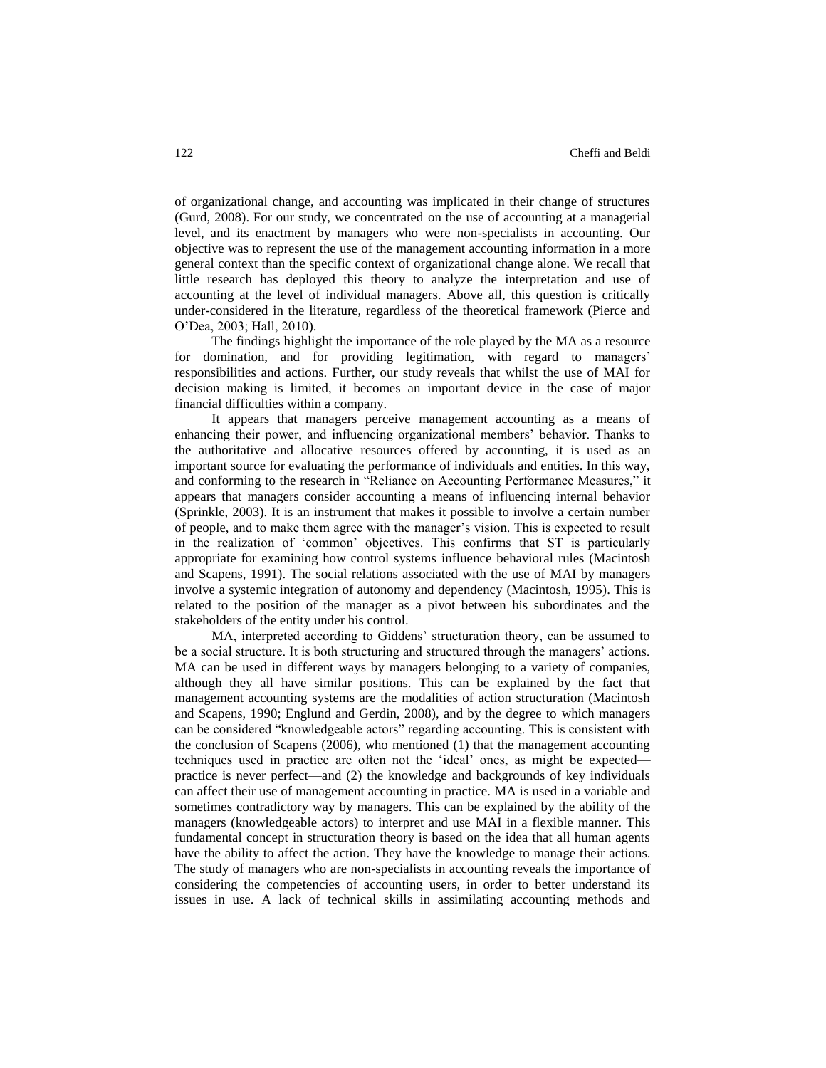of organizational change, and accounting was implicated in their change of structures (Gurd, 2008). For our study, we concentrated on the use of accounting at a managerial level, and its enactment by managers who were non-specialists in accounting. Our objective was to represent the use of the management accounting information in a more general context than the specific context of organizational change alone. We recall that little research has deployed this theory to analyze the interpretation and use of accounting at the level of individual managers. Above all, this question is critically under-considered in the literature, regardless of the theoretical framework (Pierce and O'Dea, 2003; Hall, 2010).

The findings highlight the importance of the role played by the MA as a resource for domination, and for providing legitimation, with regard to managers' responsibilities and actions. Further, our study reveals that whilst the use of MAI for decision making is limited, it becomes an important device in the case of major financial difficulties within a company.

It appears that managers perceive management accounting as a means of enhancing their power, and influencing organizational members' behavior. Thanks to the authoritative and allocative resources offered by accounting, it is used as an important source for evaluating the performance of individuals and entities. In this way, and conforming to the research in "Reliance on Accounting Performance Measures," it appears that managers consider accounting a means of influencing internal behavior (Sprinkle, 2003). It is an instrument that makes it possible to involve a certain number of people, and to make them agree with the manager's vision. This is expected to result in the realization of 'common' objectives. This confirms that ST is particularly appropriate for examining how control systems influence behavioral rules (Macintosh and Scapens, 1991). The social relations associated with the use of MAI by managers involve a systemic integration of autonomy and dependency (Macintosh, 1995). This is related to the position of the manager as a pivot between his subordinates and the stakeholders of the entity under his control.

MA, interpreted according to Giddens' structuration theory, can be assumed to be a social structure. It is both structuring and structured through the managers' actions. MA can be used in different ways by managers belonging to a variety of companies, although they all have similar positions. This can be explained by the fact that management accounting systems are the modalities of action structuration (Macintosh and Scapens, 1990; Englund and Gerdin, 2008), and by the degree to which managers can be considered "knowledgeable actors" regarding accounting. This is consistent with the conclusion of Scapens (2006), who mentioned (1) that the management accounting techniques used in practice are often not the 'ideal' ones, as might be expected—practice is never perfect—and (2) the knowledge and backgrounds of key individuals can affect their use of management accounting in practice. MA is used in a variable and sometimes contradictory way by managers. This can be explained by the ability of the managers (knowledgeable actors) to interpret and use MAI in a flexible manner. This fundamental concept in structuration theory is based on the idea that all human agents have the ability to affect the action. They have the knowledge to manage their actions. The study of managers who are non-specialists in accounting reveals the importance of considering the competencies of accounting users, in order to better understand its issues in use. A lack of technical skills in assimilating accounting methods and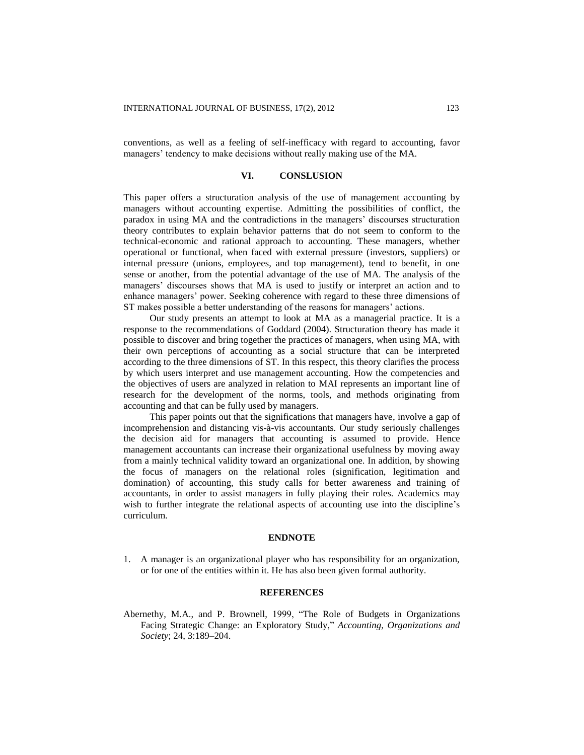conventions, as well as a feeling of self-inefficacy with regard to accounting, favor managers' tendency to make decisions without really making use of the MA.

## VI. CONSLUSION

This paper offers a structuration analysis of the use of management accounting by managers without accounting expertise. Admitting the possibilities of conflict, the paradox in using MA and the contradictions in the managers' discourses structuration theory contributes to explain behavior patterns that do not seem to conform to the technical-economic and rational approach to accounting. These managers, whether operational or functional, when faced with external pressure (investors, suppliers) or internal pressure (unions, employees, and top management), tend to benefit, in one sense or another, from the potential advantage of the use of MA. The analysis of the managers' discourses shows that MA is used to justify or interpret an action and to enhance managers' power. Seeking coherence with regard to these three dimensions of ST makes possible a better understanding of the reasons for managers' actions.

Our study presents an attempt to look at MA as a managerial practice. It is a response to the recommendations of Goddard (2004). Structuration theory has made it possible to discover and bring together the practices of managers, when using MA, with their own perceptions of accounting as a social structure that can be interpreted according to the three dimensions of ST. In this respect, this theory clarifies the process by which users interpret and use management accounting. How the competencies and the objectives of users are analyzed in relation to MAI represents an important line of research for the development of the norms, tools, and methods originating from accounting and that can be fully used by managers.

This paper points out that the significations that managers have, involve a gap of incomprehension and distancing vis-à-vis accountants. Our study seriously challenges the decision aid for managers that accounting is assumed to provide. Hence management accountants can increase their organizational usefulness by moving away from a mainly technical validity toward an organizational one. In addition, by showing the focus of managers on the relational roles (signification, legitimation and domination) of accounting, this study calls for better awareness and training of accountants, in order to assist managers in fully playing their roles. Academics may wish to further integrate the relational aspects of accounting use into the discipline's curriculum.

## ENDNOTE

1. A manager is an organizational player who has responsibility for an organization, or for one of the entities within it. He has also been given formal authority.

## REFERENCES

Abernethy, M.A., and P. Brownell, 1999, "The Role of Budgets in Organizations Facing Strategic Change: an Exploratory Study," *Accounting, Organizations and Society*; 24, 3:189–204.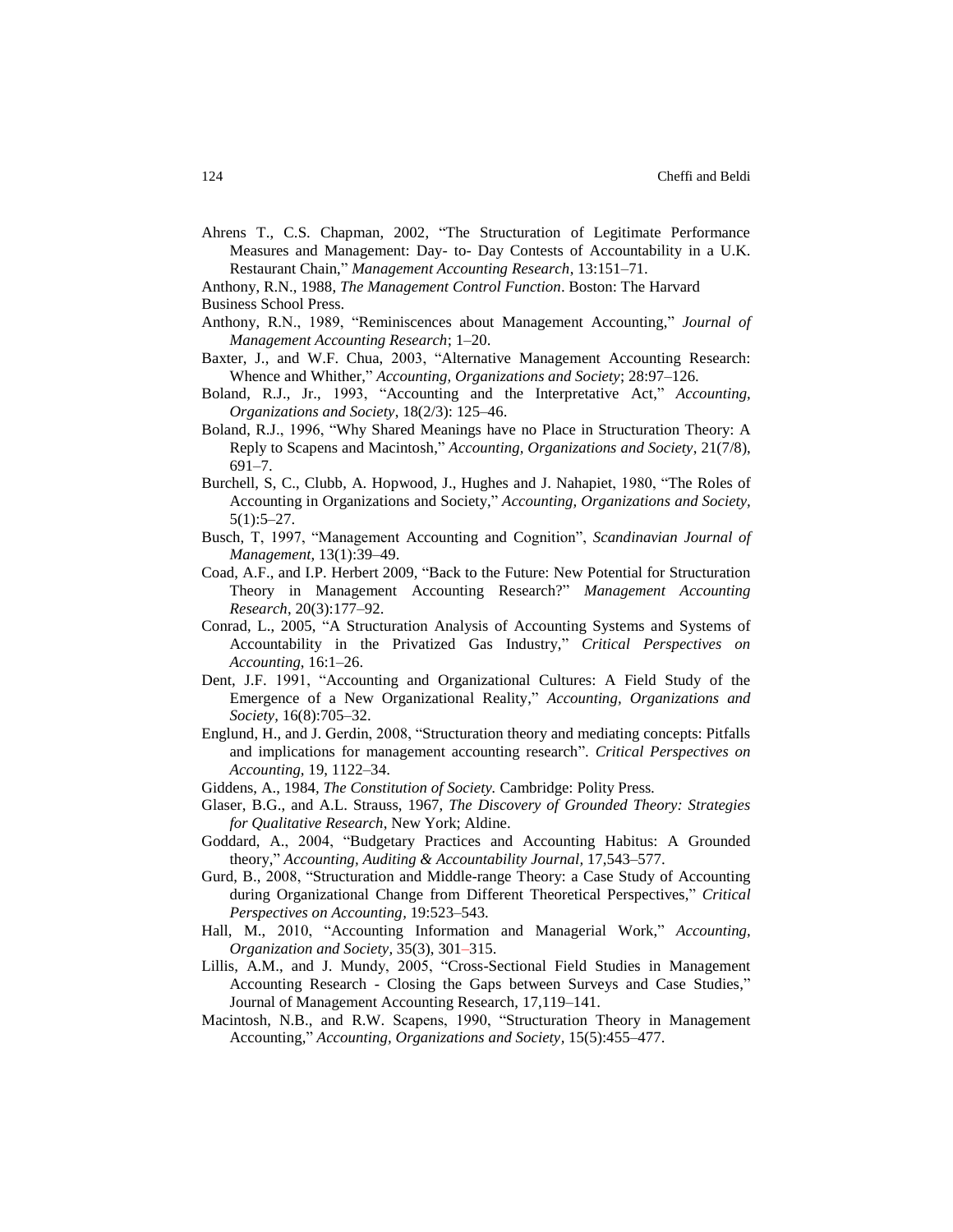Ahrens T., C.S. Chapman, 2002, "The Structuration of Legitimate Performance Measures and Management: Day- to- Day Contests of Accountability in a U.K. Restaurant Chain," *Management Accounting Research*, 13:151–71.

Anthony, R.N., 1988, *The Management Control Function*. Boston: The Harvard Business School Press.

Anthony, R.N., 1989, "Reminiscences about Management Accounting," *Journal of Management Accounting Research*; 1–20.

Baxter, J., and W.F. Chua, 2003, "Alternative Management Accounting Research: Whence and Whither," *Accounting, Organizations and Society*; 28:97–126.

Boland, R.J., Jr., 1993, "Accounting and the Interpretative Act," *Accounting, Organizations and Society*, 18(2/3): 125–46.

Boland, R.J., 1996, "Why Shared Meanings have no Place in Structuration Theory: A Reply to Scapens and Macintosh," *Accounting, Organizations and Society*, 21(7/8), 691–7.

Burchell, S, C., Clubb, A. Hopwood, J., Hughes and J. Nahapiet, 1980, "The Roles of Accounting in Organizations and Society," *Accounting, Organizations and Society*, 5(1):5–27.

Busch, T, 1997, "Management Accounting and Cognition", *Scandinavian Journal of Management*, 13(1):39–49.

Coad, A.F., and I.P. Herbert 2009, "Back to the Future: New Potential for Structuration Theory in Management Accounting Research?" *Management Accounting Research*, 20(3):177–92.

Conrad, L., 2005, "A Structuration Analysis of Accounting Systems and Systems of Accountability in the Privatized Gas Industry," *Critical Perspectives on Accounting*, 16:1–26.

Dent, J.F. 1991, "Accounting and Organizational Cultures: A Field Study of the Emergence of a New Organizational Reality," *Accounting, Organizations and Society*, 16(8):705–32.

Englund, H., and J. Gerdin, 2008, "Structuration theory and mediating concepts: Pitfalls and implications for management accounting research". *Critical Perspectives on Accounting*, 19, 1122–34.

Giddens, A., 1984, *The Constitution of Society.* Cambridge: Polity Press.

Glaser, B.G., and A.L. Strauss, 1967, *The Discovery of Grounded Theory: Strategies for Qualitative Research*, New York; Aldine.

Goddard, A., 2004, "Budgetary Practices and Accounting Habitus: A Grounded theory," *Accounting, Auditing & Accountability Journal*, 17,543–577.

Gurd, B., 2008, "Structuration and Middle-range Theory: a Case Study of Accounting during Organizational Change from Different Theoretical Perspectives," *Critical Perspectives on Accounting*, 19:523–543.

Hall, M., 2010, "Accounting Information and Managerial Work," *Accounting, Organization and Society*, 35(3), 301–315.

Lillis, A.M., and J. Mundy, 2005, "Cross-Sectional Field Studies in Management Accounting Research - Closing the Gaps between Surveys and Case Studies," Journal of Management Accounting Research, 17,119–141.

Macintosh, N.B., and R.W. Scapens, 1990, "Structuration Theory in Management Accounting," *Accounting, Organizations and Society*, 15(5):455–477.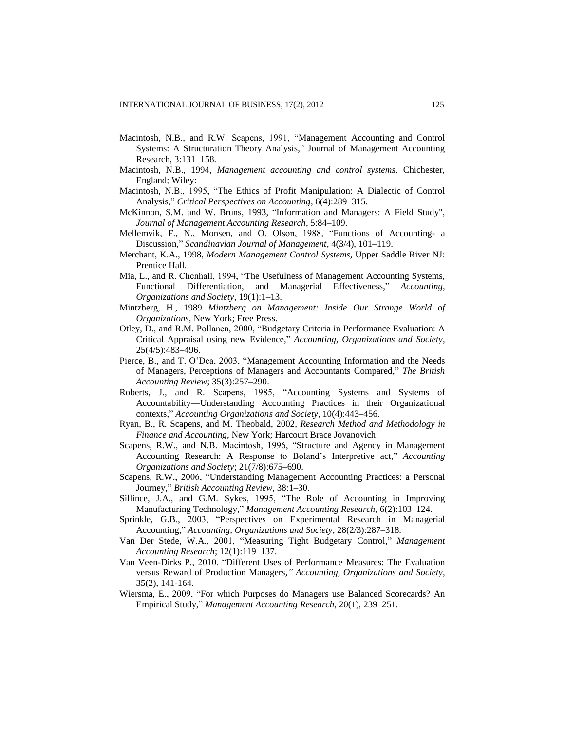Macintosh, N.B., and R.W. Scapens, 1991, "Management Accounting and Control Systems: A Structuration Theory Analysis," Journal of Management Accounting Research, 3:131–158.

Macintosh, N.B., 1994, *Management accounting and control systems*. Chichester, England; Wiley:

Macintosh, N.B., 1995, "The Ethics of Profit Manipulation: A Dialectic of Control Analysis," *Critical Perspectives on Accounting*, 6(4):289–315.

McKinnon, S.M. and W. Bruns, 1993, "Information and Managers: A Field Study", *Journal of Management Accounting Research*, 5:84–109.

Mellemvik, F., N., Monsen, and O. Olson, 1988, "Functions of Accounting- a Discussion," *Scandinavian Journal of Management*, 4(3/4), 101–119.

Merchant, K.A., 1998, *Modern Management Control Systems*, Upper Saddle River NJ: Prentice Hall.

Mia, L., and R. Chenhall, 1994, "The Usefulness of Management Accounting Systems, Functional Differentiation, and Managerial Effectiveness," *Accounting, Organizations and Society*, 19(1):1–13.

Mintzberg, H., 1989 *Mintzberg on Management: Inside Our Strange World of Organizations*, New York; Free Press.

Otley, D., and R.M. Pollanen, 2000, "Budgetary Criteria in Performance Evaluation: A Critical Appraisal using new Evidence," *Accounting, Organizations and Society*, 25(4/5):483–496.

Pierce, B., and T. O'Dea, 2003, "Management Accounting Information and the Needs of Managers, Perceptions of Managers and Accountants Compared," *The British Accounting Review*; 35(3):257–290.

Roberts, J., and R. Scapens, 1985, "Accounting Systems and Systems of Accountability—Understanding Accounting Practices in their Organizational contexts," *Accounting Organizations and Society*, 10(4):443–456.

Ryan, B., R. Scapens, and M. Theobald, 2002, *Research Method and Methodology in Finance and Accounting*, New York; Harcourt Brace Jovanovich:

Scapens, R.W., and N.B. Macintosh, 1996, "Structure and Agency in Management Accounting Research: A Response to Boland's Interpretive act," *Accounting Organizations and Society*; 21(7/8):675–690.

Scapens, R.W., 2006, "Understanding Management Accounting Practices: a Personal Journey," *British Accounting Review*, 38:1–30.

Sillince, J.A., and G.M. Sykes, 1995, "The Role of Accounting in Improving Manufacturing Technology," *Management Accounting Research*, 6(2):103–124.

Sprinkle, G.B., 2003, "Perspectives on Experimental Research in Managerial Accounting," *Accounting, Organizations and Society*, 28(2/3):287–318.

Van Der Stede, W.A., 2001, "Measuring Tight Budgetary Control," *Management Accounting Research*; 12(1):119–137.

Van Veen-Dirks P., 2010, "Different Uses of Performance Measures: The Evaluation versus Reward of Production Managers," *Accounting, Organizations and Society*, 35(2), 141-164.

Wiersma, E., 2009, "For which Purposes do Managers use Balanced Scorecards? An Empirical Study," *Management Accounting Research*, 20(1), 239–251.